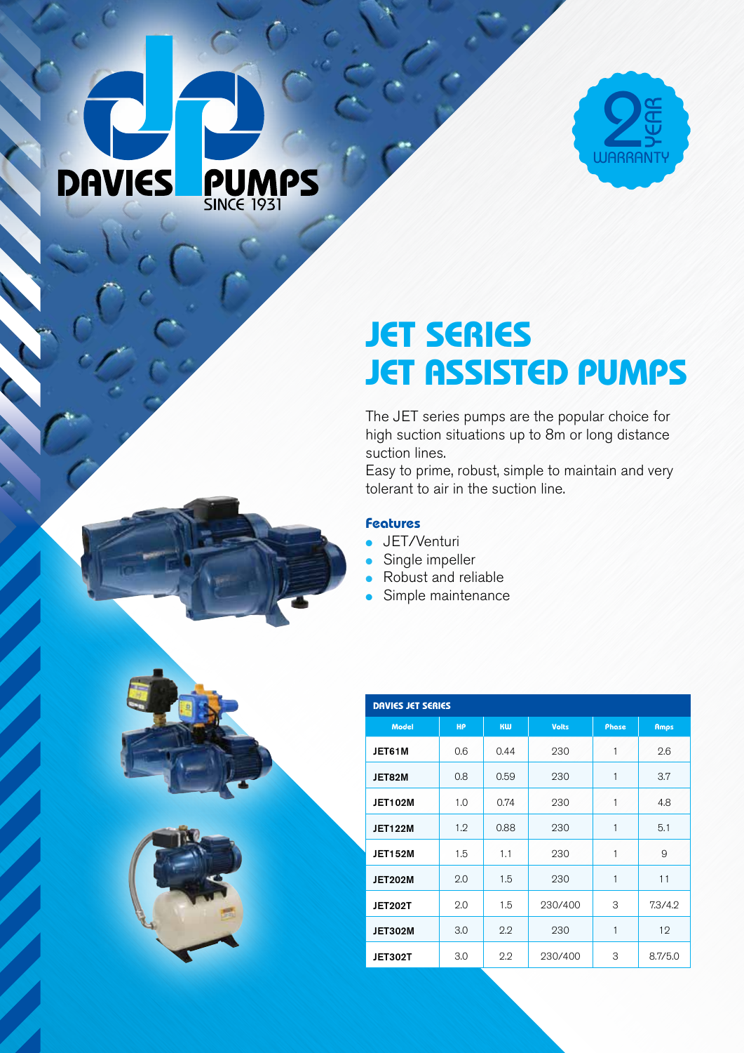DAVIES PUMPS
SINCE 1931

2 YEAR WARRANTY

# JET SERIES
# JET ASSISTED PUMPS

The JET series pumps are the popular choice for high suction situations up to 8m or long distance suction lines.
Easy to prime, robust, simple to maintain and very tolerant to air in the suction line.

### Features

- JET/Venturi
- Single impeller
- Robust and reliable
- Simple maintenance

**DAVIES JET SERIES**

| Model | HP | KW | Volts | Phase | Amps |
|---|---|---|---|---|---|
| JET61M | 0.6 | 0.44 | 230 | 1 | 2.6 |
| JET82M | 0.8 | 0.59 | 230 | 1 | 3.7 |
| JET102M | 1.0 | 0.74 | 230 | 1 | 4.8 |
| JET122M | 1.2 | 0.88 | 230 | 1 | 5.1 |
| JET152M | 1.5 | 1.1 | 230 | 1 | 9 |
| JET202M | 2.0 | 1.5 | 230 | 1 | 11 |
| JET202T | 2.0 | 1.5 | 230/400 | 3 | 7.3/4.2 |
| JET302M | 3.0 | 2.2 | 230 | 1 | 12 |
| JET302T | 3.0 | 2.2 | 230/400 | 3 | 8.7/5.0 |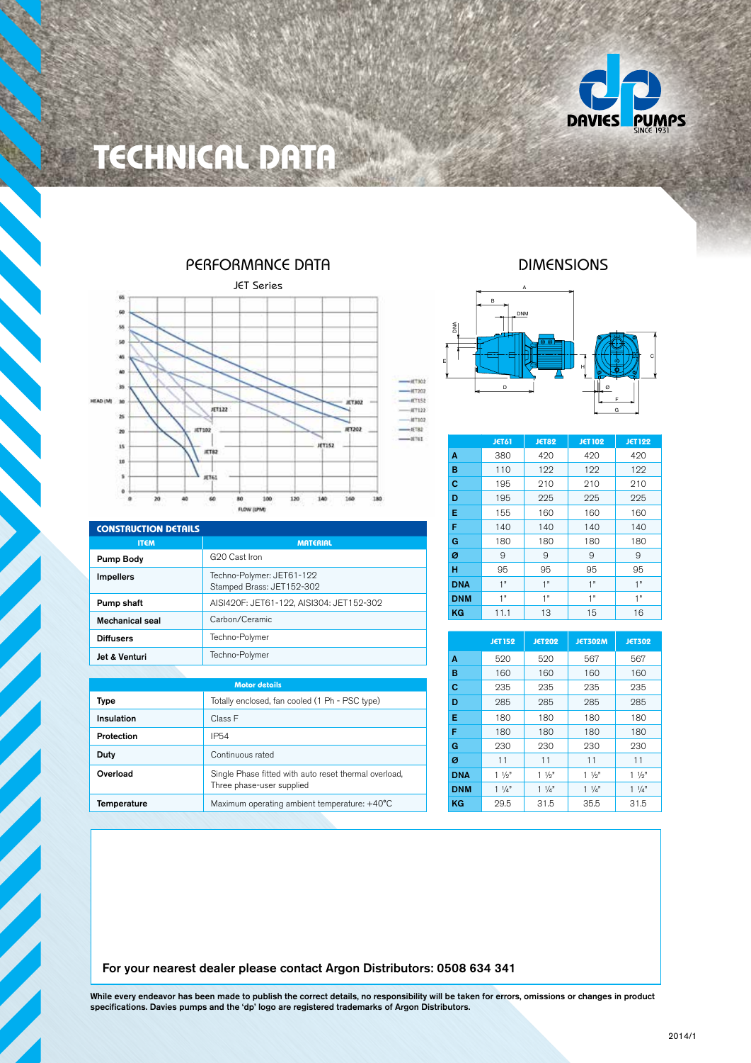# TECHNICAL DATA

## PERFORMANCE DATA

JET Series

HEAD (M)

65
60
55
50
45
40
35
30
25
20
15
10
5
0

FLOW (LPM)

0 20 40 60 80 100 120 140 160 180

JET302
JET202
JET152
JET122
JET102
JET82
JET61

## DIMENSIONS

A
B
DNM
DNA
E
D
H
C
Ø
F
G

| | JET61 | JET82 | JET102 | JET122 |
|---|---|---|---|---|
| A | 380 | 420 | 420 | 420 |
| B | 110 | 122 | 122 | 122 |
| C | 195 | 210 | 210 | 210 |
| D | 195 | 225 | 225 | 225 |
| E | 155 | 160 | 160 | 160 |
| F | 140 | 140 | 140 | 140 |
| G | 180 | 180 | 180 | 180 |
| Ø | 9 | 9 | 9 | 9 |
| H | 95 | 95 | 95 | 95 |
| DNA | 1" | 1" | 1" | 1" |
| DNM | 1" | 1" | 1" | 1" |
| KG | 11.1 | 13 | 15 | 16 |

| | JET152 | JET202 | JET302M | JET302 |
|---|---|---|---|---|
| A | 520 | 520 | 567 | 567 |
| B | 160 | 160 | 160 | 160 |
| C | 235 | 235 | 235 | 235 |
| D | 285 | 285 | 285 | 285 |
| E | 180 | 180 | 180 | 180 |
| F | 180 | 180 | 180 | 180 |
| G | 230 | 230 | 230 | 230 |
| Ø | 11 | 11 | 11 | 11 |
| DNA | 1 ½" | 1 ½" | 1 ½" | 1 ½" |
| DNM | 1 ¼" | 1 ¼" | 1 ¼" | 1 ¼" |
| KG | 29.5 | 31.5 | 35.5 | 31.5 |

## CONSTRUCTION DETAILS

| ITEM | MATERIAL |
|---|---|
| Pump Body | G20 Cast Iron |
| Impellers | Techno-Polymer: JET61-122<br>Stamped Brass: JET152-302 |
| Pump shaft | AISI420F: JET61-122, AISI304: JET152-302 |
| Mechanical seal | Carbon/Ceramic |
| Diffusers | Techno-Polymer |
| Jet & Venturi | Techno-Polymer |

| Motor details | |
|---|---|
| Type | Totally enclosed, fan cooled (1 Ph - PSC type) |
| Insulation | Class F |
| Protection | IP54 |
| Duty | Continuous rated |
| Overload | Single Phase fitted with auto reset thermal overload,<br>Three phase-user supplied |
| Temperature | Maximum operating ambient temperature: +40°C |

**For your nearest dealer please contact Argon Distributors: 0508 634 341**

**While every endeavor has been made to publish the correct details, no responsibility will be taken for errors, omissions or changes in product specifications. Davies pumps and the 'dp' logo are registered trademarks of Argon Distributors.**

2014/1